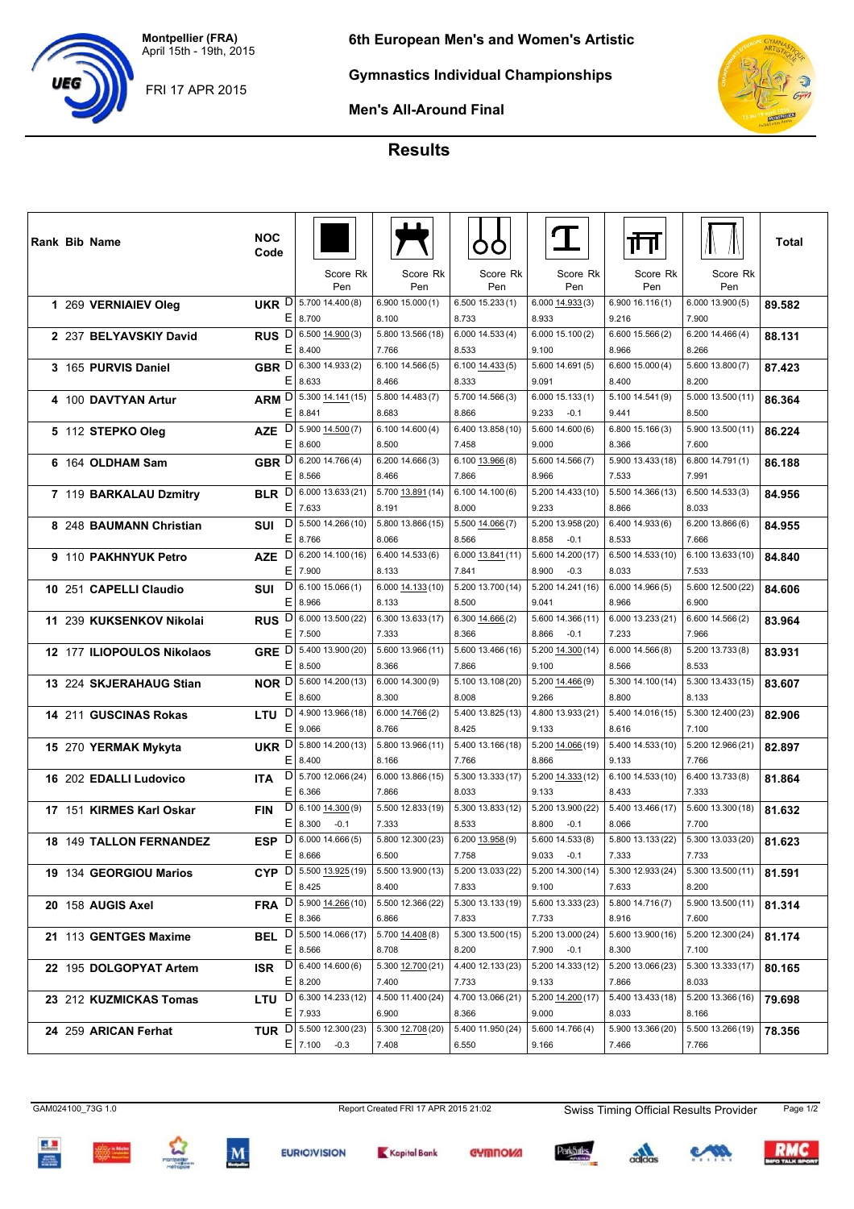Montpellier (FRA)
April 15th - 19th, 2015

FRI 17 APR 2015

# 6th European Men's and Women's Artistic Gymnastics Individual Championships

## Men's All-Around Final

## Results

| Rank | Bib | Name | NOC Code | | Floor Score Rk Pen | Pommel Horse Score Rk Pen | Rings Score Rk Pen | Vault Score Rk Pen | Parallel Bars Score Rk Pen | Horizontal Bar Score Rk Pen | Total |
|---|---|---|---|---|---|---|---|---|---|---|---|
| 1 | 269 | VERNIAIEV Oleg | UKR | D | 5.700 14.400 (8) | 6.900 15.000 (1) | 6.500 15.233 (1) | 6.000 14.933 (3) | 6.900 16.116 (1) | 6.000 13.900 (5) | 89.582 |
| | | | | E | 8.700 | 8.100 | 8.733 | 8.933 | 9.216 | 7.900 | |
| 2 | 237 | BELYAVSKIY David | RUS | D | 6.500 14.900 (3) | 5.800 13.566 (18) | 6.000 14.533 (4) | 6.000 15.100 (2) | 6.600 15.566 (2) | 6.200 14.466 (4) | 88.131 |
| | | | | E | 8.400 | 7.766 | 8.533 | 9.100 | 8.966 | 8.266 | |
| 3 | 165 | PURVIS Daniel | GBR | D | 6.300 14.933 (2) | 6.100 14.566 (5) | 6.100 14.433 (5) | 5.600 14.691 (5) | 6.600 15.000 (4) | 5.600 13.800 (7) | 87.423 |
| | | | | E | 8.633 | 8.466 | 8.333 | 9.091 | 8.400 | 8.200 | |
| 4 | 100 | DAVTYAN Artur | ARM | D | 5.300 14.141 (15) | 5.800 14.483 (7) | 5.700 14.566 (3) | 6.000 15.133 (1) | 5.100 14.541 (9) | 5.000 13.500 (11) | 86.364 |
| | | | | E | 8.841 | 8.683 | 8.866 | 9.233 -0.1 | 9.441 | 8.500 | |
| 5 | 112 | STEPKO Oleg | AZE | D | 5.900 14.500 (7) | 6.100 14.600 (4) | 6.400 13.858 (10) | 5.600 14.600 (6) | 6.800 15.166 (3) | 5.900 13.500 (11) | 86.224 |
| | | | | E | 8.600 | 8.500 | 7.458 | 9.000 | 8.366 | 7.600 | |
| 6 | 164 | OLDHAM Sam | GBR | D | 6.200 14.766 (4) | 6.200 14.666 (3) | 6.100 13.966 (8) | 5.600 14.566 (7) | 5.900 13.433 (18) | 6.800 14.791 (1) | 86.188 |
| | | | | E | 8.566 | 8.466 | 7.866 | 8.966 | 7.533 | 7.991 | |
| 7 | 119 | BARKALAU Dzmitry | BLR | D | 6.000 13.633 (21) | 5.700 13.891 (14) | 6.100 14.100 (6) | 5.200 14.433 (10) | 5.500 14.366 (13) | 6.500 14.533 (3) | 84.956 |
| | | | | E | 7.633 | 8.191 | 8.000 | 9.233 | 8.866 | 8.033 | |
| 8 | 248 | BAUMANN Christian | SUI | D | 5.500 14.266 (10) | 5.800 13.866 (15) | 5.500 14.066 (7) | 5.200 13.958 (20) | 6.400 14.933 (6) | 6.200 13.866 (6) | 84.955 |
| | | | | E | 8.766 | 8.066 | 8.566 | 8.858 -0.1 | 8.533 | 7.666 | |
| 9 | 110 | PAKHNYUK Petro | AZE | D | 6.200 14.100 (16) | 6.400 14.533 (6) | 6.000 13.841 (11) | 5.600 14.200 (17) | 6.500 14.533 (10) | 6.100 13.633 (10) | 84.840 |
| | | | | E | 7.900 | 8.133 | 7.841 | 8.900 -0.3 | 8.033 | 7.533 | |
| 10 | 251 | CAPELLI Claudio | SUI | D | 6.100 15.066 (1) | 6.000 14.133 (10) | 5.200 13.700 (14) | 5.200 14.241 (16) | 6.000 14.966 (5) | 5.600 12.500 (22) | 84.606 |
| | | | | E | 8.966 | 8.133 | 8.500 | 9.041 | 8.966 | 6.900 | |
| 11 | 239 | KUKSENKOV Nikolai | RUS | D | 6.000 13.500 (22) | 6.300 13.633 (17) | 6.300 14.666 (2) | 5.600 14.366 (11) | 6.000 13.233 (21) | 6.600 14.566 (2) | 83.964 |
| | | | | E | 7.500 | 7.333 | 8.366 | 8.866 -0.1 | 7.233 | 7.966 | |
| 12 | 177 | ILIOPOULOS Nikolaos | GRE | D | 5.400 13.900 (20) | 5.600 13.966 (11) | 5.600 13.466 (16) | 5.200 14.300 (14) | 6.000 14.566 (8) | 5.200 13.733 (8) | 83.931 |
| | | | | E | 8.500 | 8.366 | 7.866 | 9.100 | 8.566 | 8.533 | |
| 13 | 224 | SKJERAHAUG Stian | NOR | D | 5.600 14.200 (13) | 6.000 14.300 (9) | 5.100 13.108 (20) | 5.200 14.466 (9) | 5.300 14.100 (14) | 5.300 13.433 (15) | 83.607 |
| | | | | E | 8.600 | 8.300 | 8.008 | 9.266 | 8.800 | 8.133 | |
| 14 | 211 | GUSCINAS Rokas | LTU | D | 4.900 13.966 (18) | 6.000 14.766 (2) | 5.400 13.825 (13) | 4.800 13.933 (21) | 5.400 14.016 (15) | 5.300 12.400 (23) | 82.906 |
| | | | | E | 9.066 | 8.766 | 8.425 | 9.133 | 8.616 | 7.100 | |
| 15 | 270 | YERMAK Mykyta | UKR | D | 5.800 14.200 (13) | 5.800 13.966 (11) | 5.400 13.166 (18) | 5.200 14.066 (19) | 5.400 14.533 (10) | 5.200 12.966 (21) | 82.897 |
| | | | | E | 8.400 | 8.166 | 7.766 | 8.866 | 9.133 | 7.766 | |
| 16 | 202 | EDALLI Ludovico | ITA | D | 5.700 12.066 (24) | 6.000 13.866 (15) | 5.300 13.333 (17) | 5.200 14.333 (12) | 6.100 14.533 (10) | 6.400 13.733 (8) | 81.864 |
| | | | | E | 6.366 | 7.866 | 8.033 | 9.133 | 8.433 | 7.333 | |
| 17 | 151 | KIRMES Karl Oskar | FIN | D | 6.100 14.300 (9) | 5.500 12.833 (19) | 5.300 13.833 (12) | 5.200 13.900 (22) | 5.400 13.466 (17) | 5.600 13.300 (18) | 81.632 |
| | | | | E | 8.300 -0.1 | 7.333 | 8.533 | 8.800 -0.1 | 8.066 | 7.700 | |
| 18 | 149 | TALLON FERNANDEZ | ESP | D | 6.000 14.666 (5) | 5.800 12.300 (23) | 6.200 13.958 (9) | 5.600 14.533 (8) | 5.800 13.133 (22) | 5.300 13.033 (20) | 81.623 |
| | | | | E | 8.666 | 6.500 | 7.758 | 9.033 -0.1 | 7.333 | 7.733 | |
| 19 | 134 | GEORGIOU Marios | CYP | D | 5.500 13.925 (19) | 5.500 13.900 (13) | 5.200 13.033 (22) | 5.200 14.300 (14) | 5.300 12.933 (24) | 5.300 13.500 (11) | 81.591 |
| | | | | E | 8.425 | 8.400 | 7.833 | 9.100 | 7.633 | 8.200 | |
| 20 | 158 | AUGIS Axel | FRA | D | 5.900 14.266 (10) | 5.500 12.366 (22) | 5.300 13.133 (19) | 5.600 13.333 (23) | 5.800 14.716 (7) | 5.900 13.500 (11) | 81.314 |
| | | | | E | 8.366 | 6.866 | 7.833 | 7.733 | 8.916 | 7.600 | |
| 21 | 113 | GENTGES Maxime | BEL | D | 5.500 14.066 (17) | 5.700 14.408 (8) | 5.300 13.500 (15) | 5.200 13.000 (24) | 5.600 13.900 (16) | 5.200 12.300 (24) | 81.174 |
| | | | | E | 8.566 | 8.708 | 8.200 | 7.900 -0.1 | 8.300 | 7.100 | |
| 22 | 195 | DOLGOPYAT Artem | ISR | D | 6.400 14.600 (6) | 5.300 12.700 (21) | 4.400 12.133 (23) | 5.200 14.333 (12) | 5.200 13.066 (23) | 5.300 13.333 (17) | 80.165 |
| | | | | E | 8.200 | 7.400 | 7.733 | 9.133 | 7.866 | 8.033 | |
| 23 | 212 | KUZMICKAS Tomas | LTU | D | 6.300 14.233 (12) | 4.500 11.400 (24) | 4.700 13.066 (21) | 5.200 14.200 (17) | 5.400 13.433 (18) | 5.200 13.366 (16) | 79.698 |
| | | | | E | 7.933 | 6.900 | 8.366 | 9.000 | 8.033 | 8.166 | |
| 24 | 259 | ARICAN Ferhat | TUR | D | 5.500 12.300 (23) | 5.300 12.708 (20) | 5.400 11.950 (24) | 5.600 14.766 (4) | 5.900 13.366 (20) | 5.500 13.266 (19) | 78.356 |
| | | | | E | 7.100 -0.3 | 7.408 | 6.550 | 9.166 | 7.466 | 7.766 | |

GAM024100_73G 1.0 — Report Created FRI 17 APR 2015 21:02 — Swiss Timing Official Results Provider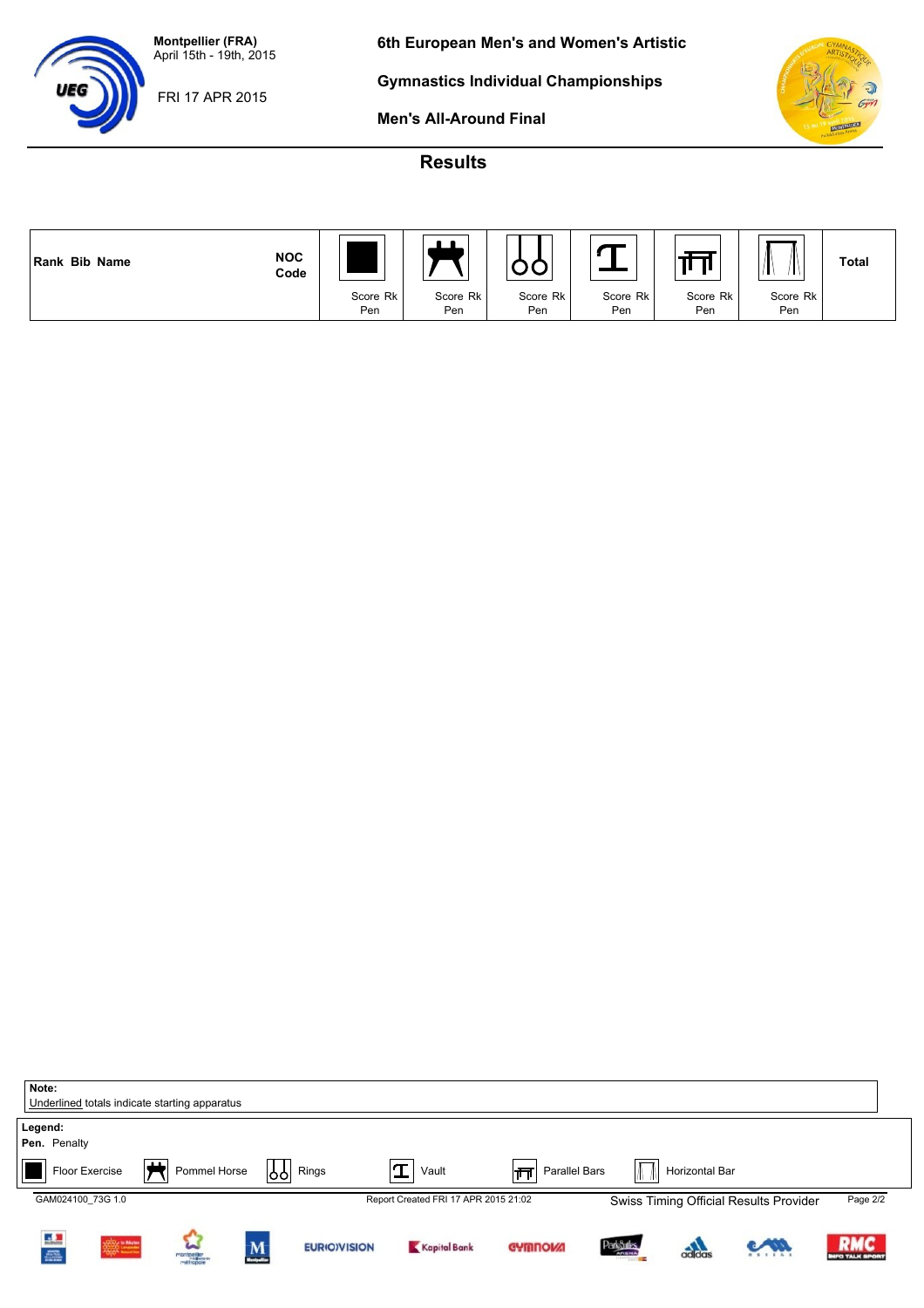# 6th European Men's and Women's Artistic Gymnastics Individual Championships

Montpellier (FRA)
April 15th - 19th, 2015

FRI 17 APR 2015

## Men's All-Around Final

## Results

| Rank Bib Name | NOC Code | Floor Exercise Score Rk Pen | Pommel Horse Score Rk Pen | Rings Score Rk Pen | Vault Score Rk Pen | Parallel Bars Score Rk Pen | Horizontal Bar Score Rk Pen | Total |
|---|---|---|---|---|---|---|---|---|

**Note:**
Underlined totals indicate starting apparatus

**Legend:**
**Pen.** Penalty

Floor Exercise | Pommel Horse | Rings | Vault | Parallel Bars | Horizontal Bar

GAM024100_73G 1.0 — Report Created FRI 17 APR 2015 21:02 — Swiss Timing Official Results Provider